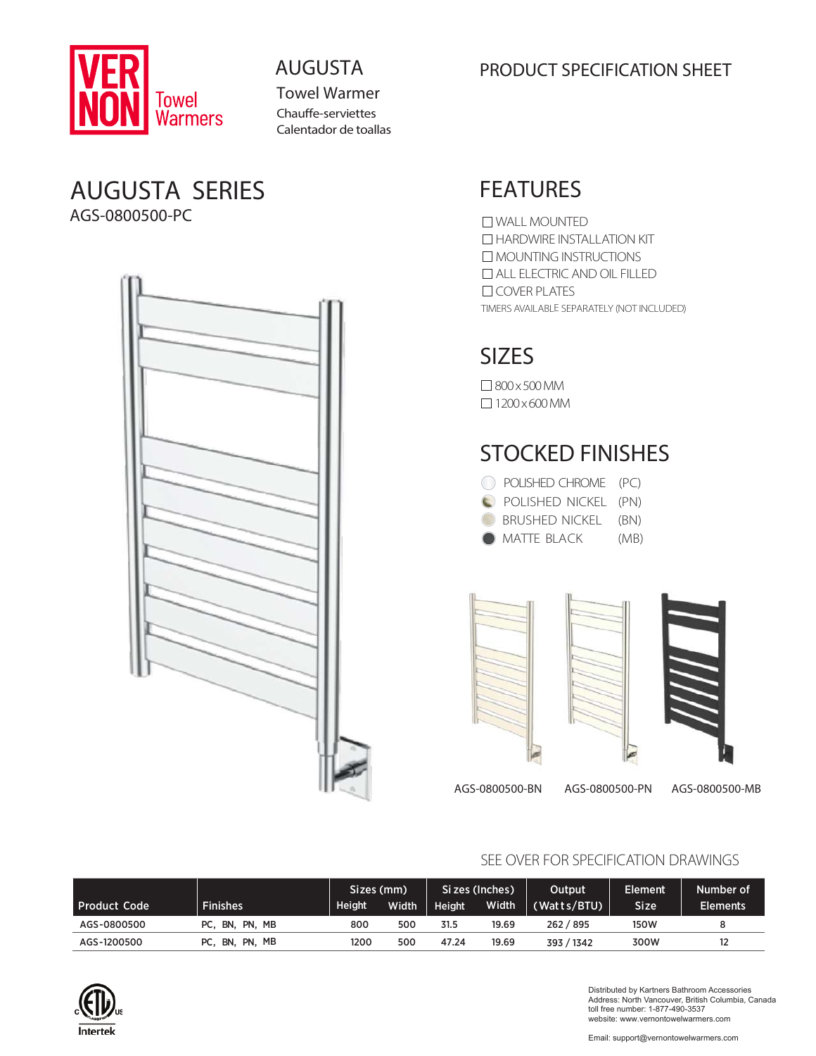VERNON Towel Warmers

# AUGUSTA

Towel Warmer

Chauffe-serviettes

Calentador de toallas

PRODUCT SPECIFICATION SHEET

## AUGUSTA SERIES

AGS-0800500-PC

## FEATURES

- ☐ WALL MOUNTED
- ☐ HARDWIRE INSTALLATION KIT
- ☐ MOUNTING INSTRUCTIONS
- ☐ ALL ELECTRIC AND OIL FILLED
- ☐ COVER PLATES

TIMERS AVAILABLE SEPARATELY (NOT INCLUDED)

## SIZES

- ☐ 800 x 500 MM
- ☐ 1200 x 600 MM

## STOCKED FINISHES

- POLISHED CHROME (PC)
- POLISHED NICKEL (PN)
- BRUSHED NICKEL (BN)
- MATTE BLACK (MB)

AGS-0800500-BN AGS-0800500-PN AGS-0800500-MB

SEE OVER FOR SPECIFICATION DRAWINGS

| Product Code | Finishes | Sizes (mm) | | Sizes (Inches) | | Output | Element | Number of |
|---|---|---|---|---|---|---|---|---|
| | | Height | Width | Height | Width | (Watts/BTU) | Size | Elements |
| AGS-0800500 | PC, BN, PN, MB | 800 | 500 | 31.5 | 19.69 | 262 / 895 | 150W | 8 |
| AGS-1200500 | PC, BN, PN, MB | 1200 | 500 | 47.24 | 19.69 | 393 / 1342 | 300W | 12 |

Intertek

Distributed by Kartners Bathroom Accessories
Address: North Vancouver, British Columbia, Canada
toll free number: 1-877-490-3537
website: www.vernontowelwarmers.com

Email: support@vernontowelwarmers.com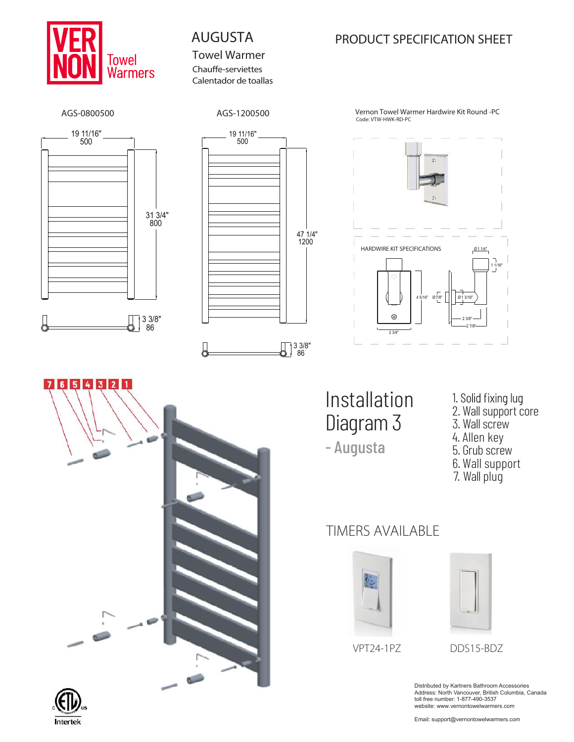# AUGUSTA

## Towel Warmer

Chauffe-serviettes

Calentador de toallas

## PRODUCT SPECIFICATION SHEET

AGS-0800500

19 11/16"
500

31 3/4"
800

3 3/8"
86

AGS-1200500

19 11/16"
500

47 1/4"
1200

3 3/8"
86

Vernon Towel Warmer Hardware Kit Round -PC
Code: VTW-HWK-RD-PC

HARDWIRE KIT SPECIFICATIONS

Ø 1 1/4"

1 1/16"

4 5/16"

Ø 7/8"

Ø 1 3/16"

2 3/8"

2 7/8"

2 3/4"

7 6 5 4 3 2 1

## Installation Diagram 3 - Augusta

1. Solid fixing lug
2. Wall support core
3. Wall screw
4. Allen key
5. Grub screw
6. Wall support
7. Wall plug

## TIMERS AVAILABLE

VPT24-1PZ

DDS15-BDZ

Distributed by Kartners Bathroom Accessories
Address: North Vancouver, British Columbia, Canada
toll free number: 1-877-490-3537
website: www.vernontowelwarmers.com

Email: support@vernontowelwarmers.com

Intertek